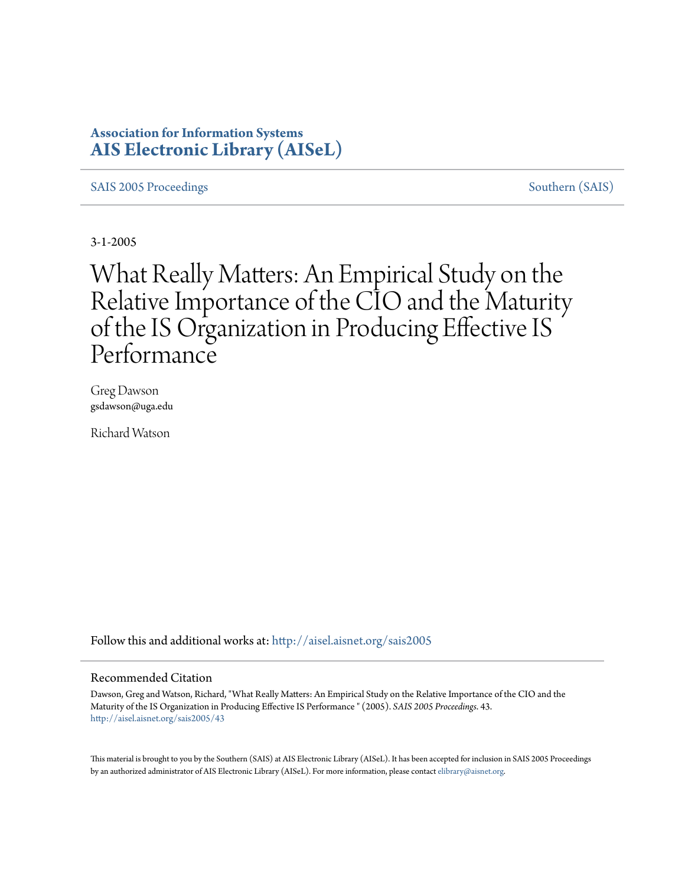**Association for Information Systems**
**AIS Electronic Library (AISeL)**

SAIS 2005 Proceedings | Southern (SAIS)

3-1-2005

# What Really Matters: An Empirical Study on the Relative Importance of the CIO and the Maturity of the IS Organization in Producing Effective IS Performance

Greg Dawson
gsdawson@uga.edu

Richard Watson

Follow this and additional works at: http://aisel.aisnet.org/sais2005

## Recommended Citation

Dawson, Greg and Watson, Richard, "What Really Matters: An Empirical Study on the Relative Importance of the CIO and the Maturity of the IS Organization in Producing Effective IS Performance " (2005). *SAIS 2005 Proceedings*. 43.
http://aisel.aisnet.org/sais2005/43

This material is brought to you by the Southern (SAIS) at AIS Electronic Library (AISeL). It has been accepted for inclusion in SAIS 2005 Proceedings by an authorized administrator of AIS Electronic Library (AISeL). For more information, please contact elibrary@aisnet.org.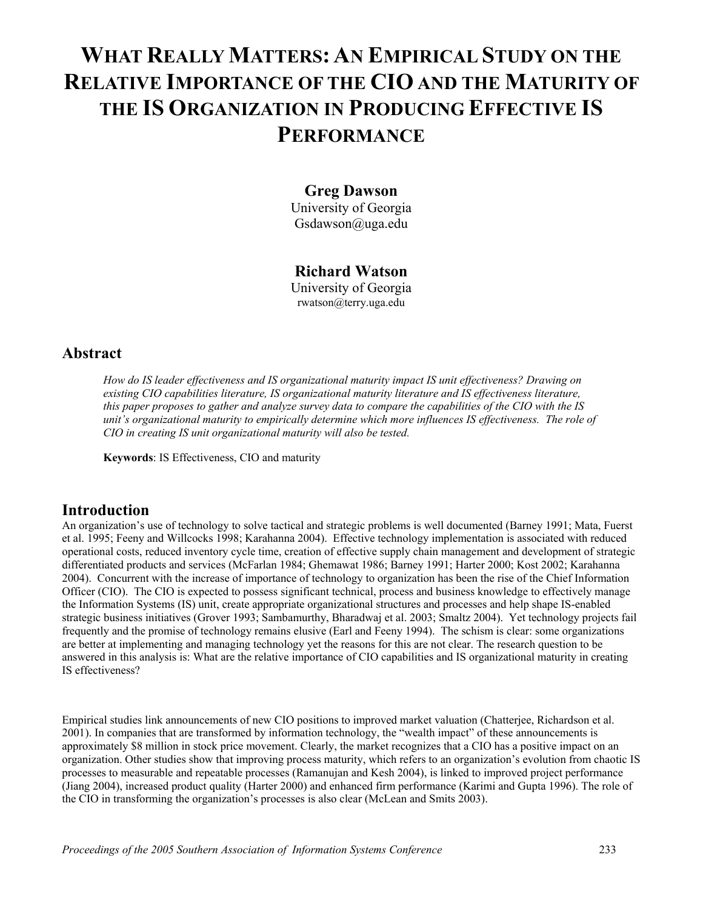# WHAT REALLY MATTERS: AN EMPIRICAL STUDY ON THE RELATIVE IMPORTANCE OF THE CIO AND THE MATURITY OF THE IS ORGANIZATION IN PRODUCING EFFECTIVE IS PERFORMANCE

**Greg Dawson**
University of Georgia
Gsdawson@uga.edu

**Richard Watson**
University of Georgia
rwatson@terry.uga.edu

## Abstract

*How do IS leader effectiveness and IS organizational maturity impact IS unit effectiveness? Drawing on existing CIO capabilities literature, IS organizational maturity literature and IS effectiveness literature, this paper proposes to gather and analyze survey data to compare the capabilities of the CIO with the IS unit's organizational maturity to empirically determine which more influences IS effectiveness. The role of CIO in creating IS unit organizational maturity will also be tested.*

**Keywords**: IS Effectiveness, CIO and maturity

## Introduction

An organization's use of technology to solve tactical and strategic problems is well documented (Barney 1991; Mata, Fuerst et al. 1995; Feeny and Willcocks 1998; Karahanna 2004). Effective technology implementation is associated with reduced operational costs, reduced inventory cycle time, creation of effective supply chain management and development of strategic differentiated products and services (McFarlan 1984; Ghemawat 1986; Barney 1991; Harter 2000; Kost 2002; Karahanna 2004). Concurrent with the increase of importance of technology to organization has been the rise of the Chief Information Officer (CIO). The CIO is expected to possess significant technical, process and business knowledge to effectively manage the Information Systems (IS) unit, create appropriate organizational structures and processes and help shape IS-enabled strategic business initiatives (Grover 1993; Sambamurthy, Bharadwaj et al. 2003; Smaltz 2004). Yet technology projects fail frequently and the promise of technology remains elusive (Earl and Feeny 1994). The schism is clear: some organizations are better at implementing and managing technology yet the reasons for this are not clear. The research question to be answered in this analysis is: What are the relative importance of CIO capabilities and IS organizational maturity in creating IS effectiveness?

Empirical studies link announcements of new CIO positions to improved market valuation (Chatterjee, Richardson et al. 2001). In companies that are transformed by information technology, the "wealth impact" of these announcements is approximately $8 million in stock price movement. Clearly, the market recognizes that a CIO has a positive impact on an organization. Other studies show that improving process maturity, which refers to an organization's evolution from chaotic IS processes to measurable and repeatable processes (Ramanujan and Kesh 2004), is linked to improved project performance (Jiang 2004), increased product quality (Harter 2000) and enhanced firm performance (Karimi and Gupta 1996). The role of the CIO in transforming the organization's processes is also clear (McLean and Smits 2003).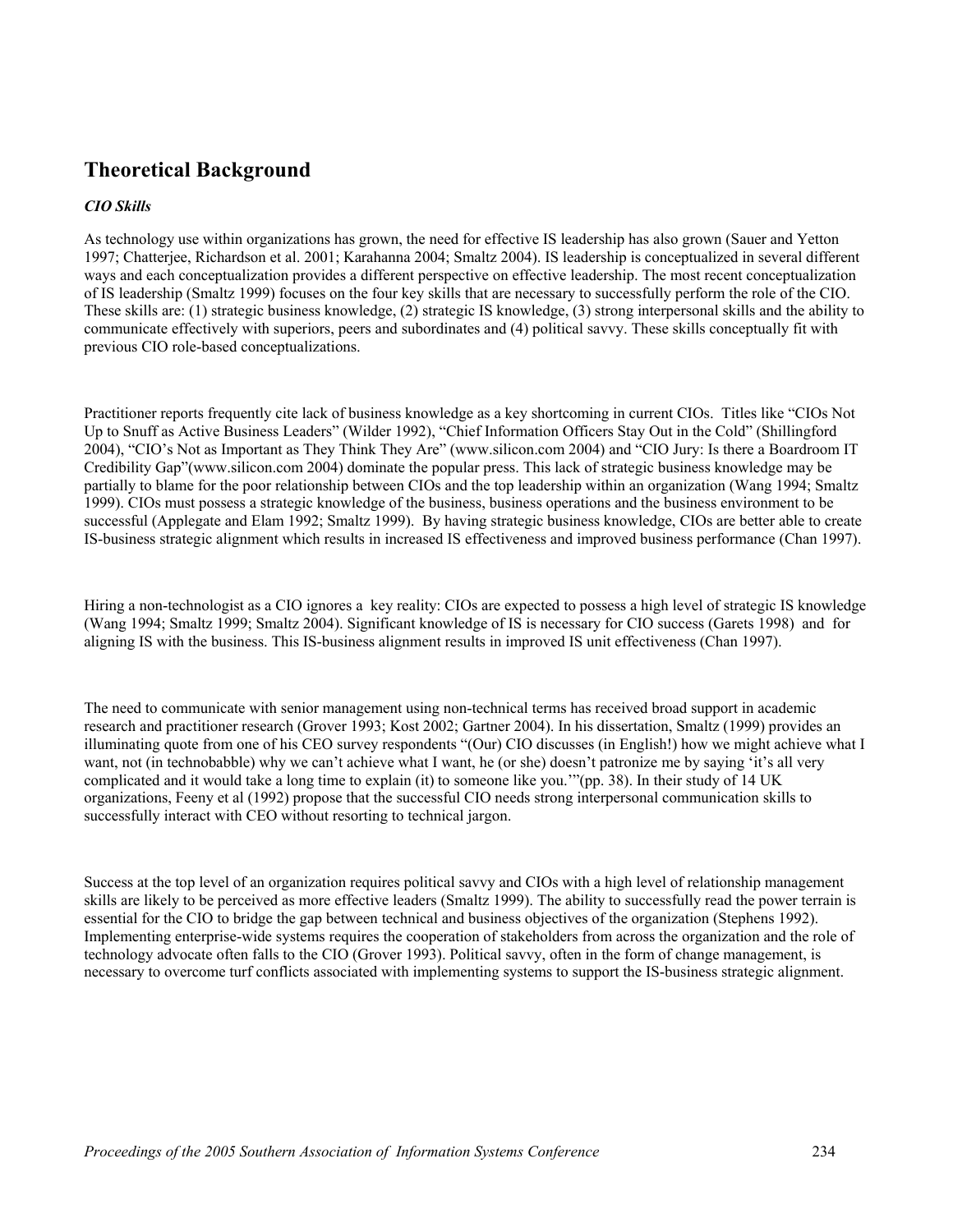## Theoretical Background

### *CIO Skills*

As technology use within organizations has grown, the need for effective IS leadership has also grown (Sauer and Yetton 1997; Chatterjee, Richardson et al. 2001; Karahanna 2004; Smaltz 2004). IS leadership is conceptualized in several different ways and each conceptualization provides a different perspective on effective leadership. The most recent conceptualization of IS leadership (Smaltz 1999) focuses on the four key skills that are necessary to successfully perform the role of the CIO. These skills are: (1) strategic business knowledge, (2) strategic IS knowledge, (3) strong interpersonal skills and the ability to communicate effectively with superiors, peers and subordinates and (4) political savvy. These skills conceptually fit with previous CIO role-based conceptualizations.

Practitioner reports frequently cite lack of business knowledge as a key shortcoming in current CIOs. Titles like "CIOs Not Up to Snuff as Active Business Leaders" (Wilder 1992), "Chief Information Officers Stay Out in the Cold" (Shillingford 2004), "CIO's Not as Important as They Think They Are" (www.silicon.com 2004) and "CIO Jury: Is there a Boardroom IT Credibility Gap"(www.silicon.com 2004) dominate the popular press. This lack of strategic business knowledge may be partially to blame for the poor relationship between CIOs and the top leadership within an organization (Wang 1994; Smaltz 1999). CIOs must possess a strategic knowledge of the business, business operations and the business environment to be successful (Applegate and Elam 1992; Smaltz 1999). By having strategic business knowledge, CIOs are better able to create IS-business strategic alignment which results in increased IS effectiveness and improved business performance (Chan 1997).

Hiring a non-technologist as a CIO ignores a key reality: CIOs are expected to possess a high level of strategic IS knowledge (Wang 1994; Smaltz 1999; Smaltz 2004). Significant knowledge of IS is necessary for CIO success (Garets 1998) and for aligning IS with the business. This IS-business alignment results in improved IS unit effectiveness (Chan 1997).

The need to communicate with senior management using non-technical terms has received broad support in academic research and practitioner research (Grover 1993; Kost 2002; Gartner 2004). In his dissertation, Smaltz (1999) provides an illuminating quote from one of his CEO survey respondents "(Our) CIO discusses (in English!) how we might achieve what I want, not (in technobabble) why we can't achieve what I want, he (or she) doesn't patronize me by saying 'it's all very complicated and it would take a long time to explain (it) to someone like you.'"(pp. 38). In their study of 14 UK organizations, Feeny et al (1992) propose that the successful CIO needs strong interpersonal communication skills to successfully interact with CEO without resorting to technical jargon.

Success at the top level of an organization requires political savvy and CIOs with a high level of relationship management skills are likely to be perceived as more effective leaders (Smaltz 1999). The ability to successfully read the power terrain is essential for the CIO to bridge the gap between technical and business objectives of the organization (Stephens 1992). Implementing enterprise-wide systems requires the cooperation of stakeholders from across the organization and the role of technology advocate often falls to the CIO (Grover 1993). Political savvy, often in the form of change management, is necessary to overcome turf conflicts associated with implementing systems to support the IS-business strategic alignment.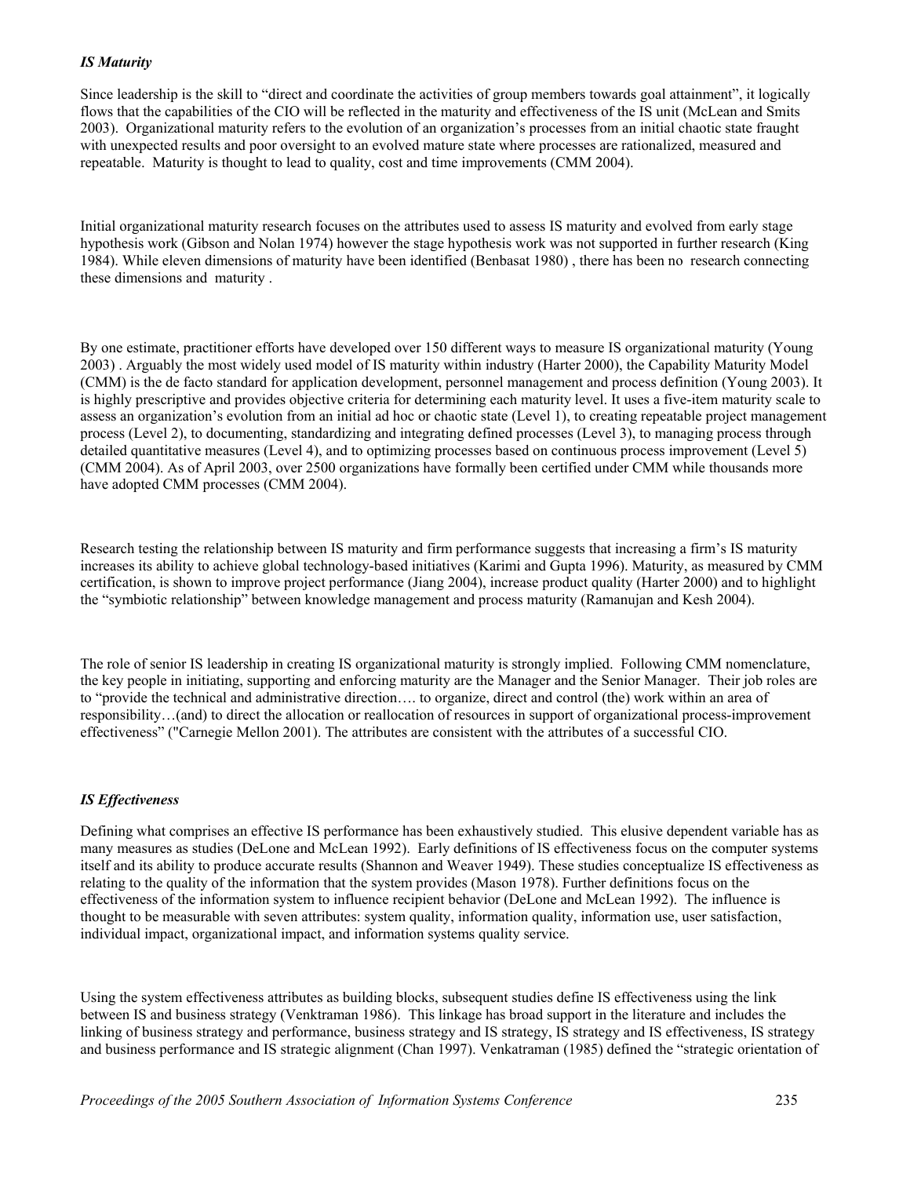### *IS Maturity*

Since leadership is the skill to "direct and coordinate the activities of group members towards goal attainment", it logically flows that the capabilities of the CIO will be reflected in the maturity and effectiveness of the IS unit (McLean and Smits 2003). Organizational maturity refers to the evolution of an organization's processes from an initial chaotic state fraught with unexpected results and poor oversight to an evolved mature state where processes are rationalized, measured and repeatable. Maturity is thought to lead to quality, cost and time improvements (CMM 2004).

Initial organizational maturity research focuses on the attributes used to assess IS maturity and evolved from early stage hypothesis work (Gibson and Nolan 1974) however the stage hypothesis work was not supported in further research (King 1984). While eleven dimensions of maturity have been identified (Benbasat 1980) , there has been no research connecting these dimensions and maturity .

By one estimate, practitioner efforts have developed over 150 different ways to measure IS organizational maturity (Young 2003) . Arguably the most widely used model of IS maturity within industry (Harter 2000), the Capability Maturity Model (CMM) is the de facto standard for application development, personnel management and process definition (Young 2003). It is highly prescriptive and provides objective criteria for determining each maturity level. It uses a five-item maturity scale to assess an organization's evolution from an initial ad hoc or chaotic state (Level 1), to creating repeatable project management process (Level 2), to documenting, standardizing and integrating defined processes (Level 3), to managing process through detailed quantitative measures (Level 4), and to optimizing processes based on continuous process improvement (Level 5) (CMM 2004). As of April 2003, over 2500 organizations have formally been certified under CMM while thousands more have adopted CMM processes (CMM 2004).

Research testing the relationship between IS maturity and firm performance suggests that increasing a firm's IS maturity increases its ability to achieve global technology-based initiatives (Karimi and Gupta 1996). Maturity, as measured by CMM certification, is shown to improve project performance (Jiang 2004), increase product quality (Harter 2000) and to highlight the "symbiotic relationship" between knowledge management and process maturity (Ramanujan and Kesh 2004).

The role of senior IS leadership in creating IS organizational maturity is strongly implied. Following CMM nomenclature, the key people in initiating, supporting and enforcing maturity are the Manager and the Senior Manager. Their job roles are to "provide the technical and administrative direction…. to organize, direct and control (the) work within an area of responsibility…(and) to direct the allocation or reallocation of resources in support of organizational process-improvement effectiveness" ("Carnegie Mellon 2001). The attributes are consistent with the attributes of a successful CIO.

### *IS Effectiveness*

Defining what comprises an effective IS performance has been exhaustively studied. This elusive dependent variable has as many measures as studies (DeLone and McLean 1992). Early definitions of IS effectiveness focus on the computer systems itself and its ability to produce accurate results (Shannon and Weaver 1949). These studies conceptualize IS effectiveness as relating to the quality of the information that the system provides (Mason 1978). Further definitions focus on the effectiveness of the information system to influence recipient behavior (DeLone and McLean 1992). The influence is thought to be measurable with seven attributes: system quality, information quality, information use, user satisfaction, individual impact, organizational impact, and information systems quality service.

Using the system effectiveness attributes as building blocks, subsequent studies define IS effectiveness using the link between IS and business strategy (Venktraman 1986). This linkage has broad support in the literature and includes the linking of business strategy and performance, business strategy and IS strategy, IS strategy and IS effectiveness, IS strategy and business performance and IS strategic alignment (Chan 1997). Venkatraman (1985) defined the "strategic orientation of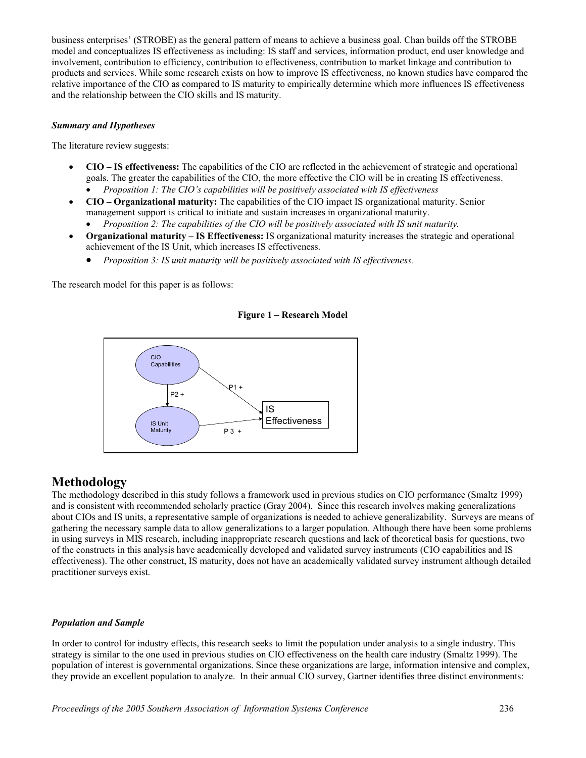business enterprises' (STROBE) as the general pattern of means to achieve a business goal. Chan builds off the STROBE model and conceptualizes IS effectiveness as including: IS staff and services, information product, end user knowledge and involvement, contribution to efficiency, contribution to effectiveness, contribution to market linkage and contribution to products and services. While some research exists on how to improve IS effectiveness, no known studies have compared the relative importance of the CIO as compared to IS maturity to empirically determine which more influences IS effectiveness and the relationship between the CIO skills and IS maturity.

### *Summary and Hypotheses*

The literature review suggests:

- **CIO – IS effectiveness:** The capabilities of the CIO are reflected in the achievement of strategic and operational goals. The greater the capabilities of the CIO, the more effective the CIO will be in creating IS effectiveness.
  - *Proposition 1: The CIO's capabilities will be positively associated with IS effectiveness*
- **CIO – Organizational maturity:** The capabilities of the CIO impact IS organizational maturity. Senior management support is critical to initiate and sustain increases in organizational maturity.
  - *Proposition 2: The capabilities of the CIO will be positively associated with IS unit maturity.*
- **Organizational maturity – IS Effectiveness:** IS organizational maturity increases the strategic and operational achievement of the IS Unit, which increases IS effectiveness.
  - *Proposition 3: IS unit maturity will be positively associated with IS effectiveness.*

The research model for this paper is as follows:

**Figure 1 – Research Model**

CIO Capabilities → (P1 +) → IS Effectiveness

CIO Capabilities → (P2 +) → IS Unit Maturity

IS Unit Maturity → (P 3 +) → IS Effectiveness

## Methodology

The methodology described in this study follows a framework used in previous studies on CIO performance (Smaltz 1999) and is consistent with recommended scholarly practice (Gray 2004). Since this research involves making generalizations about CIOs and IS units, a representative sample of organizations is needed to achieve generalizability. Surveys are means of gathering the necessary sample data to allow generalizations to a larger population. Although there have been some problems in using surveys in MIS research, including inappropriate research questions and lack of theoretical basis for questions, two of the constructs in this analysis have academically developed and validated survey instruments (CIO capabilities and IS effectiveness). The other construct, IS maturity, does not have an academically validated survey instrument although detailed practitioner surveys exist.

### *Population and Sample*

In order to control for industry effects, this research seeks to limit the population under analysis to a single industry. This strategy is similar to the one used in previous studies on CIO effectiveness on the health care industry (Smaltz 1999). The population of interest is governmental organizations. Since these organizations are large, information intensive and complex, they provide an excellent population to analyze. In their annual CIO survey, Gartner identifies three distinct environments: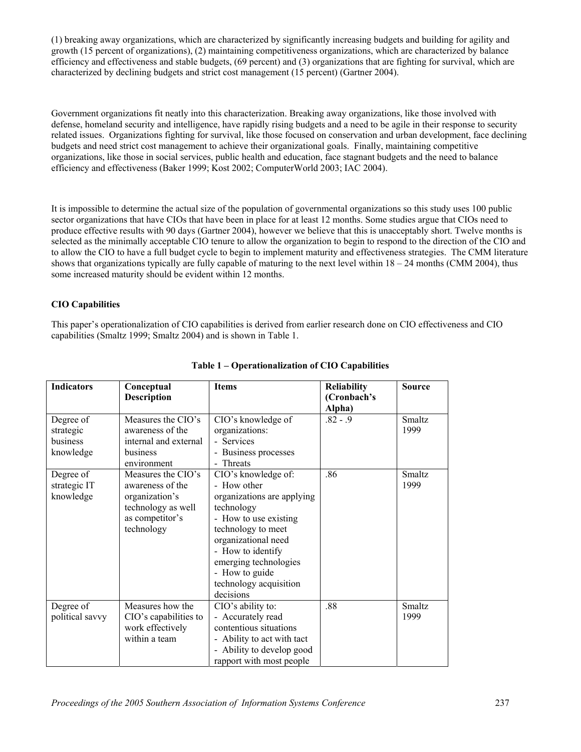(1) breaking away organizations, which are characterized by significantly increasing budgets and building for agility and growth (15 percent of organizations), (2) maintaining competitiveness organizations, which are characterized by balance efficiency and effectiveness and stable budgets, (69 percent) and (3) organizations that are fighting for survival, which are characterized by declining budgets and strict cost management (15 percent) (Gartner 2004).

Government organizations fit neatly into this characterization. Breaking away organizations, like those involved with defense, homeland security and intelligence, have rapidly rising budgets and a need to be agile in their response to security related issues. Organizations fighting for survival, like those focused on conservation and urban development, face declining budgets and need strict cost management to achieve their organizational goals. Finally, maintaining competitive organizations, like those in social services, public health and education, face stagnant budgets and the need to balance efficiency and effectiveness (Baker 1999; Kost 2002; ComputerWorld 2003; IAC 2004).

It is impossible to determine the actual size of the population of governmental organizations so this study uses 100 public sector organizations that have CIOs that have been in place for at least 12 months. Some studies argue that CIOs need to produce effective results with 90 days (Gartner 2004), however we believe that this is unacceptably short. Twelve months is selected as the minimally acceptable CIO tenure to allow the organization to begin to respond to the direction of the CIO and to allow the CIO to have a full budget cycle to begin to implement maturity and effectiveness strategies. The CMM literature shows that organizations typically are fully capable of maturing to the next level within 18 – 24 months (CMM 2004), thus some increased maturity should be evident within 12 months.

**CIO Capabilities**

This paper's operationalization of CIO capabilities is derived from earlier research done on CIO effectiveness and CIO capabilities (Smaltz 1999; Smaltz 2004) and is shown in Table 1.

**Table 1 – Operationalization of CIO Capabilities**

| Indicators | Conceptual Description | Items | Reliability (Cronbach's Alpha) | Source |
|---|---|---|---|---|
| Degree of strategic business knowledge | Measures the CIO's awareness of the internal and external business environment | CIO's knowledge of organizations: - Services - Business processes - Threats | .82 - .9 | Smaltz 1999 |
| Degree of strategic IT knowledge | Measures the CIO's awareness of the organization's technology as well as competitor's technology | CIO's knowledge of: - How other organizations are applying technology - How to use existing technology to meet organizational need - How to identify emerging technologies - How to guide technology acquisition decisions | .86 | Smaltz 1999 |
| Degree of political savvy | Measures how the CIO's capabilities to work effectively within a team | CIO's ability to: - Accurately read contentious situations - Ability to act with tact - Ability to develop good rapport with most people | .88 | Smaltz 1999 |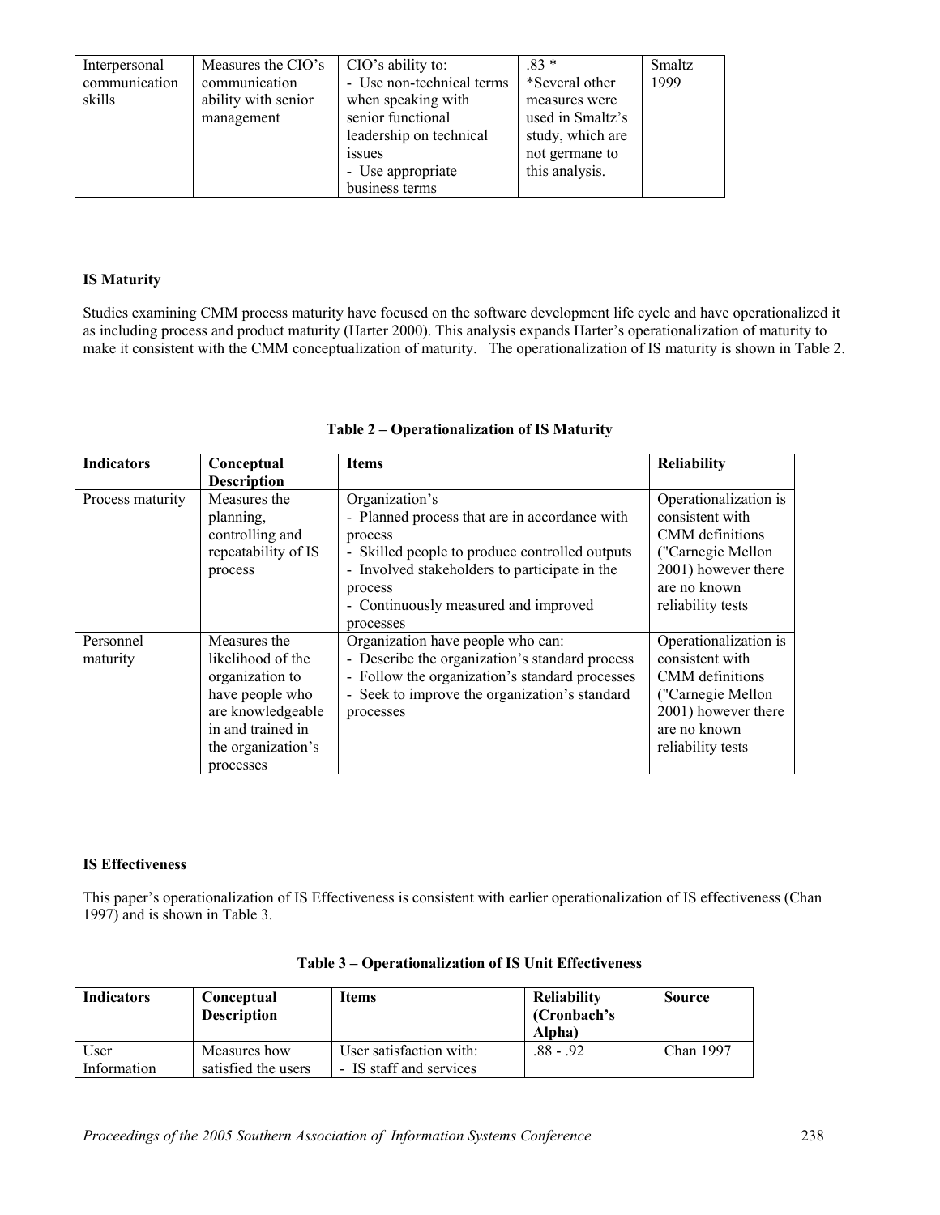| Interpersonal communication skills | Measures the CIO's communication ability with senior management | CIO's ability to:<br>- Use non-technical terms when speaking with senior functional leadership on technical issues<br>- Use appropriate business terms | .83 *<br>*Several other measures were used in Smaltz's study, which are not germane to this analysis. | Smaltz 1999 |
|---|---|---|---|---|

**IS Maturity**

Studies examining CMM process maturity have focused on the software development life cycle and have operationalized it as including process and product maturity (Harter 2000). This analysis expands Harter's operationalization of maturity to make it consistent with the CMM conceptualization of maturity. The operationalization of IS maturity is shown in Table 2.

**Table 2 – Operationalization of IS Maturity**

| Indicators | Conceptual Description | Items | Reliability |
|---|---|---|---|
| Process maturity | Measures the planning, controlling and repeatability of IS process | Organization's<br>- Planned process that are in accordance with process<br>- Skilled people to produce controlled outputs<br>- Involved stakeholders to participate in the process<br>- Continuously measured and improved processes | Operationalization is consistent with CMM definitions ("Carnegie Mellon 2001) however there are no known reliability tests |
| Personnel maturity | Measures the likelihood of the organization to have people who are knowledgeable in and trained in the organization's processes | Organization have people who can:<br>- Describe the organization's standard process<br>- Follow the organization's standard processes<br>- Seek to improve the organization's standard processes | Operationalization is consistent with CMM definitions ("Carnegie Mellon 2001) however there are no known reliability tests |

**IS Effectiveness**

This paper's operationalization of IS Effectiveness is consistent with earlier operationalization of IS effectiveness (Chan 1997) and is shown in Table 3.

**Table 3 – Operationalization of IS Unit Effectiveness**

| Indicators | Conceptual Description | Items | Reliability (Cronbach's Alpha) | Source |
|---|---|---|---|---|
| User Information | Measures how satisfied the users | User satisfaction with:<br>- IS staff and services | .88 - .92 | Chan 1997 |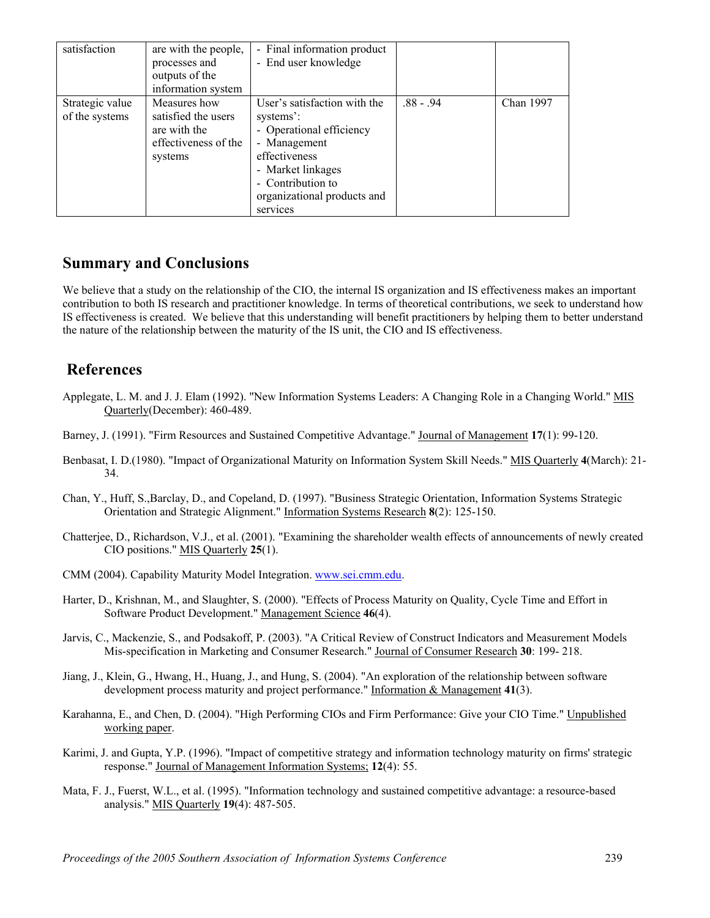| satisfaction | are with the people, processes and outputs of the information system | - Final information product<br>- End user knowledge | | |
|---|---|---|---|---|
| Strategic value of the systems | Measures how satisfied the users are with the effectiveness of the systems | User's satisfaction with the systems':<br>- Operational efficiency<br>- Management effectiveness<br>- Market linkages<br>- Contribution to organizational products and services | .88 - .94 | Chan 1997 |

## Summary and Conclusions

We believe that a study on the relationship of the CIO, the internal IS organization and IS effectiveness makes an important contribution to both IS research and practitioner knowledge. In terms of theoretical contributions, we seek to understand how IS effectiveness is created. We believe that this understanding will benefit practitioners by helping them to better understand the nature of the relationship between the maturity of the IS unit, the CIO and IS effectiveness.

## References

Applegate, L. M. and J. J. Elam (1992). "New Information Systems Leaders: A Changing Role in a Changing World." MIS Quarterly(December): 460-489.

Barney, J. (1991). "Firm Resources and Sustained Competitive Advantage." Journal of Management **17**(1): 99-120.

Benbasat, I. D.(1980). "Impact of Organizational Maturity on Information System Skill Needs." MIS Quarterly **4**(March): 21-34.

Chan, Y., Huff, S.,Barclay, D., and Copeland, D. (1997). "Business Strategic Orientation, Information Systems Strategic Orientation and Strategic Alignment." Information Systems Research **8**(2): 125-150.

Chatterjee, D., Richardson, V.J., et al. (2001). "Examining the shareholder wealth effects of announcements of newly created CIO positions." MIS Quarterly **25**(1).

CMM (2004). Capability Maturity Model Integration. www.sei.cmm.edu.

Harter, D., Krishnan, M., and Slaughter, S. (2000). "Effects of Process Maturity on Quality, Cycle Time and Effort in Software Product Development." Management Science **46**(4).

Jarvis, C., Mackenzie, S., and Podsakoff, P. (2003). "A Critical Review of Construct Indicators and Measurement Models Mis-specification in Marketing and Consumer Research." Journal of Consumer Research **30**: 199- 218.

Jiang, J., Klein, G., Hwang, H., Huang, J., and Hung, S. (2004). "An exploration of the relationship between software development process maturity and project performance." Information & Management **41**(3).

Karahanna, E., and Chen, D. (2004). "High Performing CIOs and Firm Performance: Give your CIO Time." Unpublished working paper.

Karimi, J. and Gupta, Y.P. (1996). "Impact of competitive strategy and information technology maturity on firms' strategic response." Journal of Management Information Systems; **12**(4): 55.

Mata, F. J., Fuerst, W.L., et al. (1995). "Information technology and sustained competitive advantage: a resource-based analysis." MIS Quarterly **19**(4): 487-505.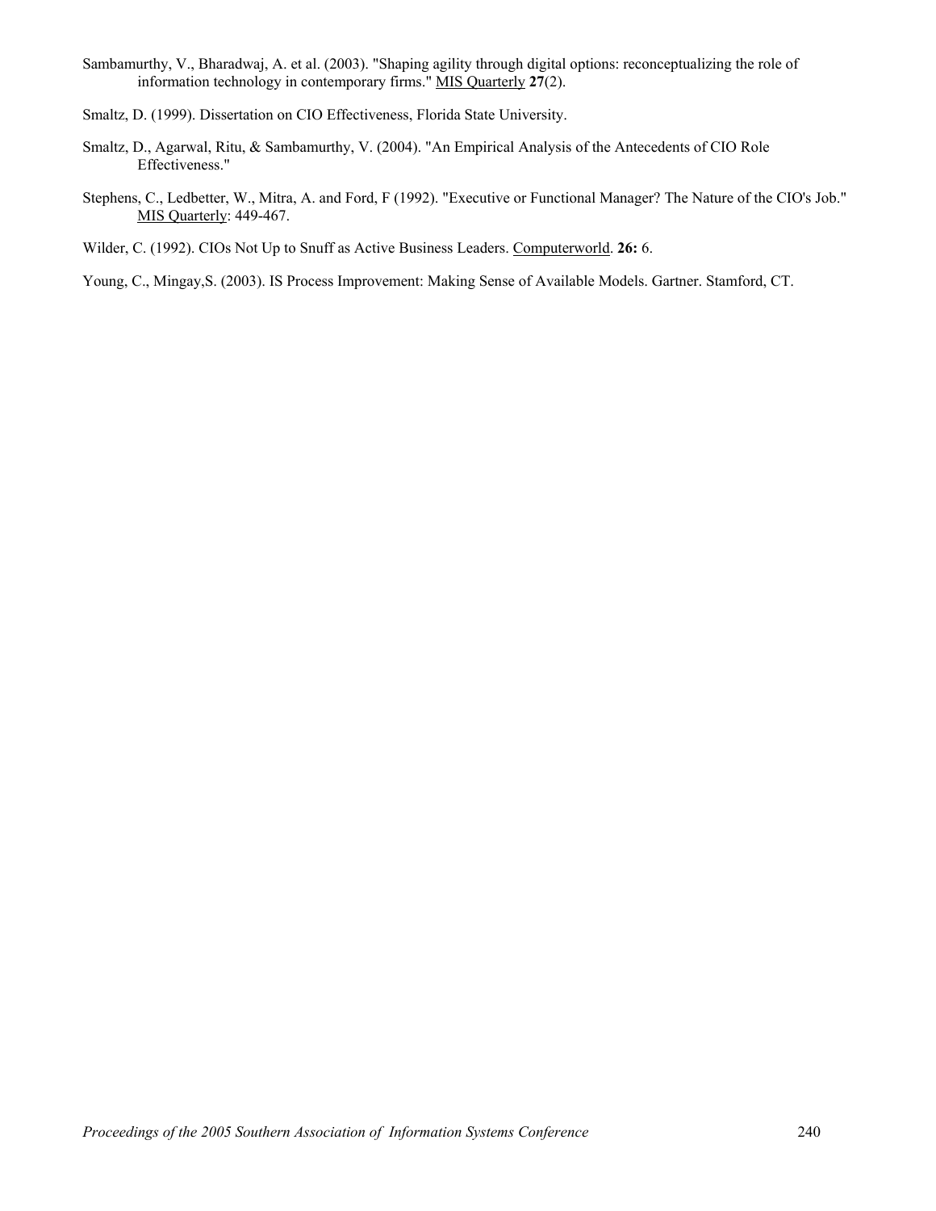Sambamurthy, V., Bharadwaj, A. et al. (2003). "Shaping agility through digital options: reconceptualizing the role of information technology in contemporary firms." MIS Quarterly **27**(2).

Smaltz, D. (1999). Dissertation on CIO Effectiveness, Florida State University.

Smaltz, D., Agarwal, Ritu, & Sambamurthy, V. (2004). "An Empirical Analysis of the Antecedents of CIO Role Effectiveness."

Stephens, C., Ledbetter, W., Mitra, A. and Ford, F (1992). "Executive or Functional Manager? The Nature of the CIO's Job." MIS Quarterly: 449-467.

Wilder, C. (1992). CIOs Not Up to Snuff as Active Business Leaders. Computerworld. **26:** 6.

Young, C., Mingay,S. (2003). IS Process Improvement: Making Sense of Available Models. Gartner. Stamford, CT.